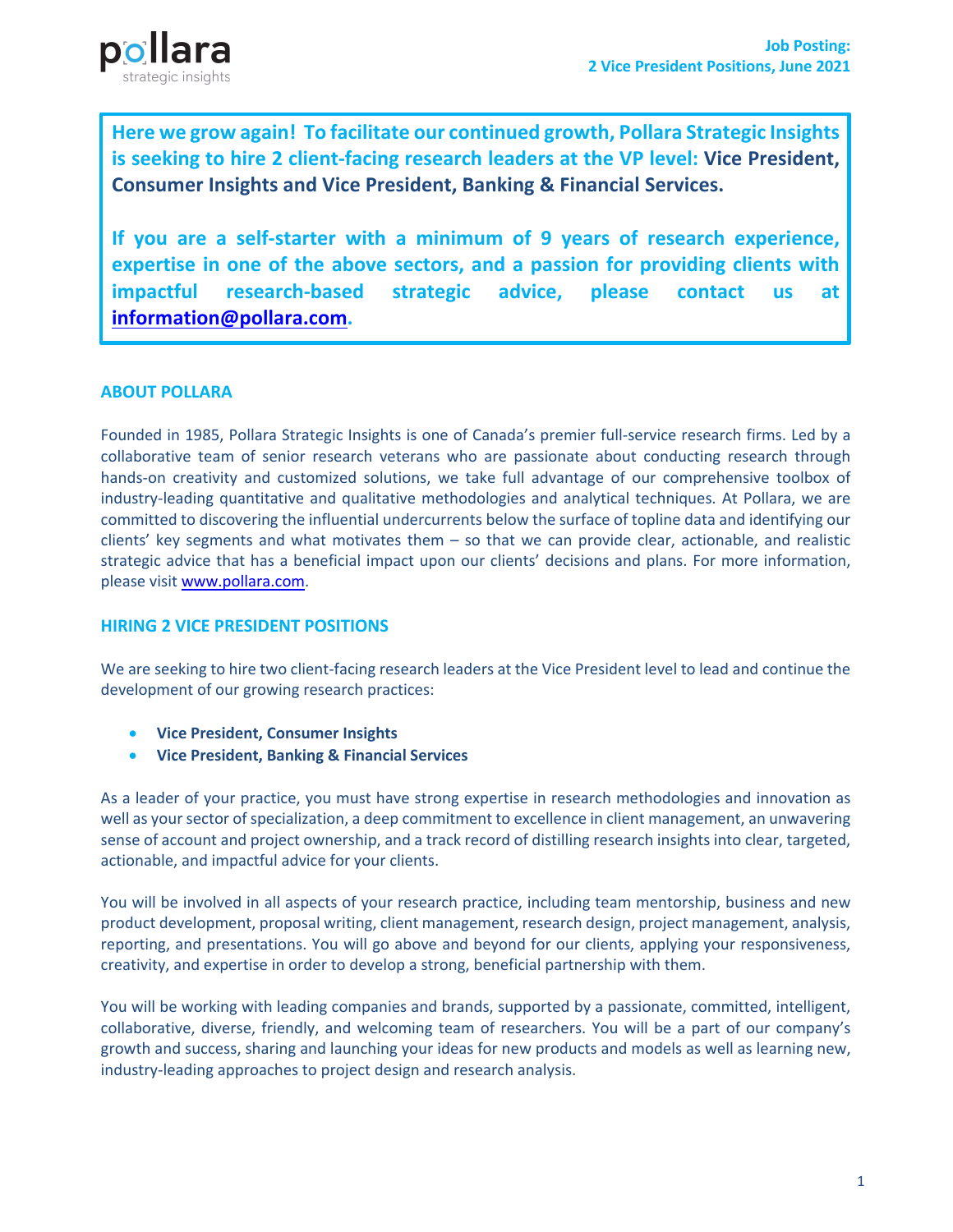pollara
strategic insights

**Job Posting:**
**2 Vice President Positions, June 2021**

**Here we grow again! To facilitate our continued growth, Pollara Strategic Insights is seeking to hire 2 client-facing research leaders at the VP level: Vice President, Consumer Insights and Vice President, Banking & Financial Services.**

**If you are a self-starter with a minimum of 9 years of research experience, expertise in one of the above sectors, and a passion for providing clients with impactful research-based strategic advice, please contact us at information@pollara.com.**

## ABOUT POLLARA

Founded in 1985, Pollara Strategic Insights is one of Canada's premier full-service research firms. Led by a collaborative team of senior research veterans who are passionate about conducting research through hands-on creativity and customized solutions, we take full advantage of our comprehensive toolbox of industry-leading quantitative and qualitative methodologies and analytical techniques. At Pollara, we are committed to discovering the influential undercurrents below the surface of topline data and identifying our clients' key segments and what motivates them – so that we can provide clear, actionable, and realistic strategic advice that has a beneficial impact upon our clients' decisions and plans. For more information, please visit www.pollara.com.

## HIRING 2 VICE PRESIDENT POSITIONS

We are seeking to hire two client-facing research leaders at the Vice President level to lead and continue the development of our growing research practices:

- **Vice President, Consumer Insights**
- **Vice President, Banking & Financial Services**

As a leader of your practice, you must have strong expertise in research methodologies and innovation as well as your sector of specialization, a deep commitment to excellence in client management, an unwavering sense of account and project ownership, and a track record of distilling research insights into clear, targeted, actionable, and impactful advice for your clients.

You will be involved in all aspects of your research practice, including team mentorship, business and new product development, proposal writing, client management, research design, project management, analysis, reporting, and presentations. You will go above and beyond for our clients, applying your responsiveness, creativity, and expertise in order to develop a strong, beneficial partnership with them.

You will be working with leading companies and brands, supported by a passionate, committed, intelligent, collaborative, diverse, friendly, and welcoming team of researchers. You will be a part of our company's growth and success, sharing and launching your ideas for new products and models as well as learning new, industry-leading approaches to project design and research analysis.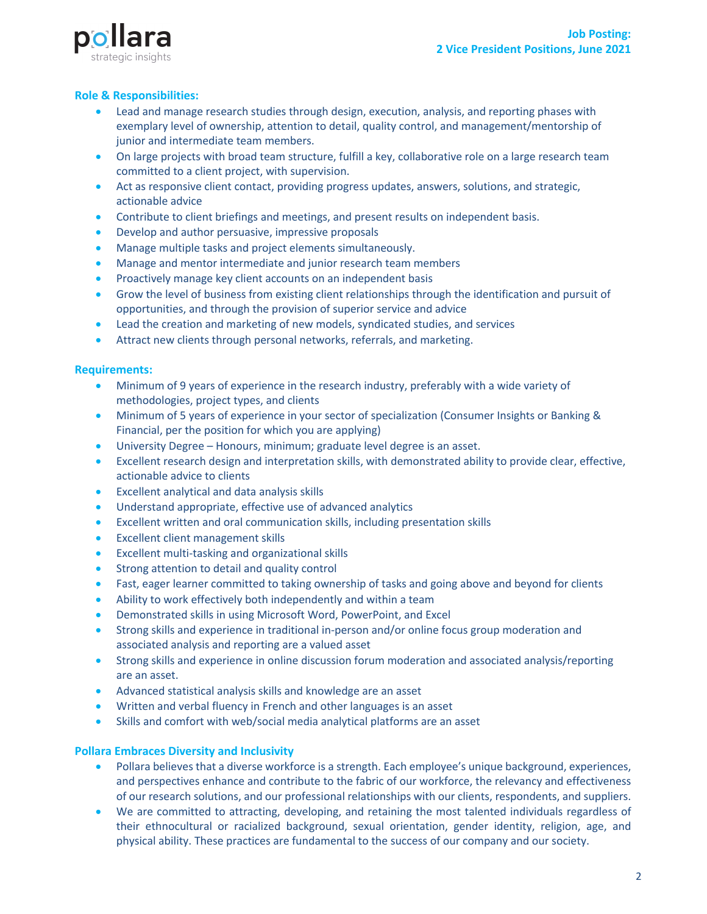**Role & Responsibilities:**

- Lead and manage research studies through design, execution, analysis, and reporting phases with exemplary level of ownership, attention to detail, quality control, and management/mentorship of junior and intermediate team members.
- On large projects with broad team structure, fulfill a key, collaborative role on a large research team committed to a client project, with supervision.
- Act as responsive client contact, providing progress updates, answers, solutions, and strategic, actionable advice
- Contribute to client briefings and meetings, and present results on independent basis.
- Develop and author persuasive, impressive proposals
- Manage multiple tasks and project elements simultaneously.
- Manage and mentor intermediate and junior research team members
- Proactively manage key client accounts on an independent basis
- Grow the level of business from existing client relationships through the identification and pursuit of opportunities, and through the provision of superior service and advice
- Lead the creation and marketing of new models, syndicated studies, and services
- Attract new clients through personal networks, referrals, and marketing.

**Requirements:**

- Minimum of 9 years of experience in the research industry, preferably with a wide variety of methodologies, project types, and clients
- Minimum of 5 years of experience in your sector of specialization (Consumer Insights or Banking & Financial, per the position for which you are applying)
- University Degree – Honours, minimum; graduate level degree is an asset.
- Excellent research design and interpretation skills, with demonstrated ability to provide clear, effective, actionable advice to clients
- Excellent analytical and data analysis skills
- Understand appropriate, effective use of advanced analytics
- Excellent written and oral communication skills, including presentation skills
- Excellent client management skills
- Excellent multi-tasking and organizational skills
- Strong attention to detail and quality control
- Fast, eager learner committed to taking ownership of tasks and going above and beyond for clients
- Ability to work effectively both independently and within a team
- Demonstrated skills in using Microsoft Word, PowerPoint, and Excel
- Strong skills and experience in traditional in-person and/or online focus group moderation and associated analysis and reporting are a valued asset
- Strong skills and experience in online discussion forum moderation and associated analysis/reporting are an asset.
- Advanced statistical analysis skills and knowledge are an asset
- Written and verbal fluency in French and other languages is an asset
- Skills and comfort with web/social media analytical platforms are an asset

**Pollara Embraces Diversity and Inclusivity**

- Pollara believes that a diverse workforce is a strength. Each employee's unique background, experiences, and perspectives enhance and contribute to the fabric of our workforce, the relevancy and effectiveness of our research solutions, and our professional relationships with our clients, respondents, and suppliers.
- We are committed to attracting, developing, and retaining the most talented individuals regardless of their ethnocultural or racialized background, sexual orientation, gender identity, religion, age, and physical ability. These practices are fundamental to the success of our company and our society.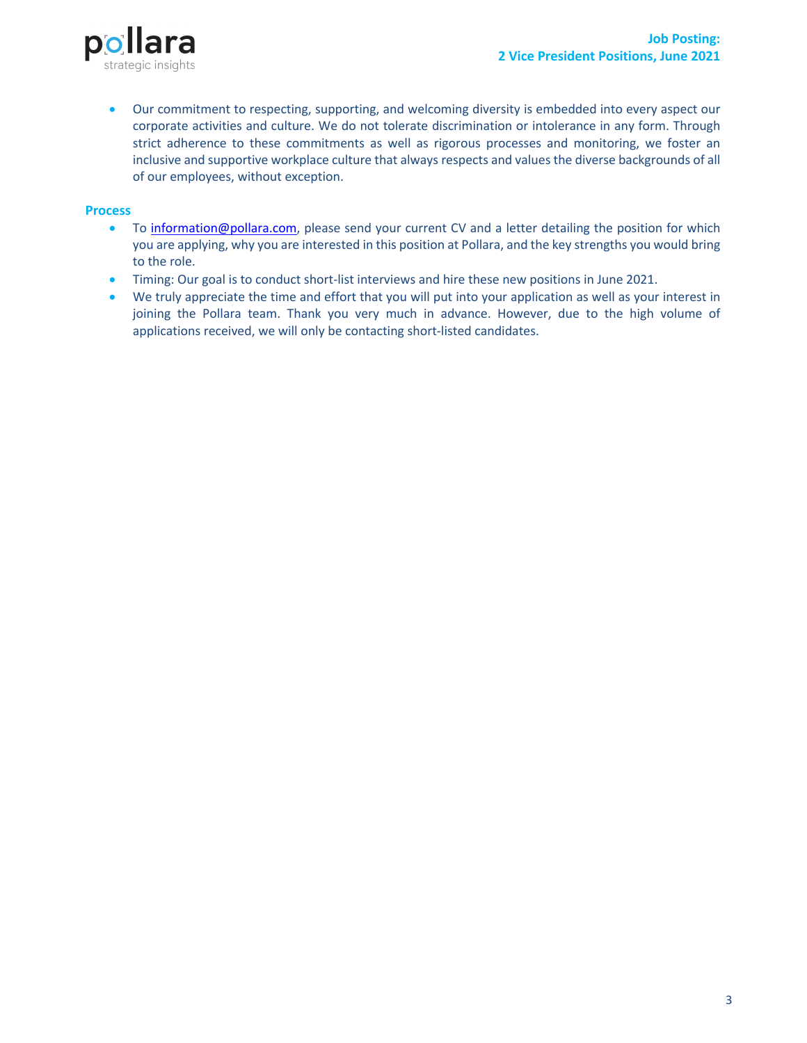- Our commitment to respecting, supporting, and welcoming diversity is embedded into every aspect our corporate activities and culture. We do not tolerate discrimination or intolerance in any form. Through strict adherence to these commitments as well as rigorous processes and monitoring, we foster an inclusive and supportive workplace culture that always respects and values the diverse backgrounds of all of our employees, without exception.

### Process

- To information@pollara.com, please send your current CV and a letter detailing the position for which you are applying, why you are interested in this position at Pollara, and the key strengths you would bring to the role.
- Timing: Our goal is to conduct short-list interviews and hire these new positions in June 2021.
- We truly appreciate the time and effort that you will put into your application as well as your interest in joining the Pollara team. Thank you very much in advance. However, due to the high volume of applications received, we will only be contacting short-listed candidates.